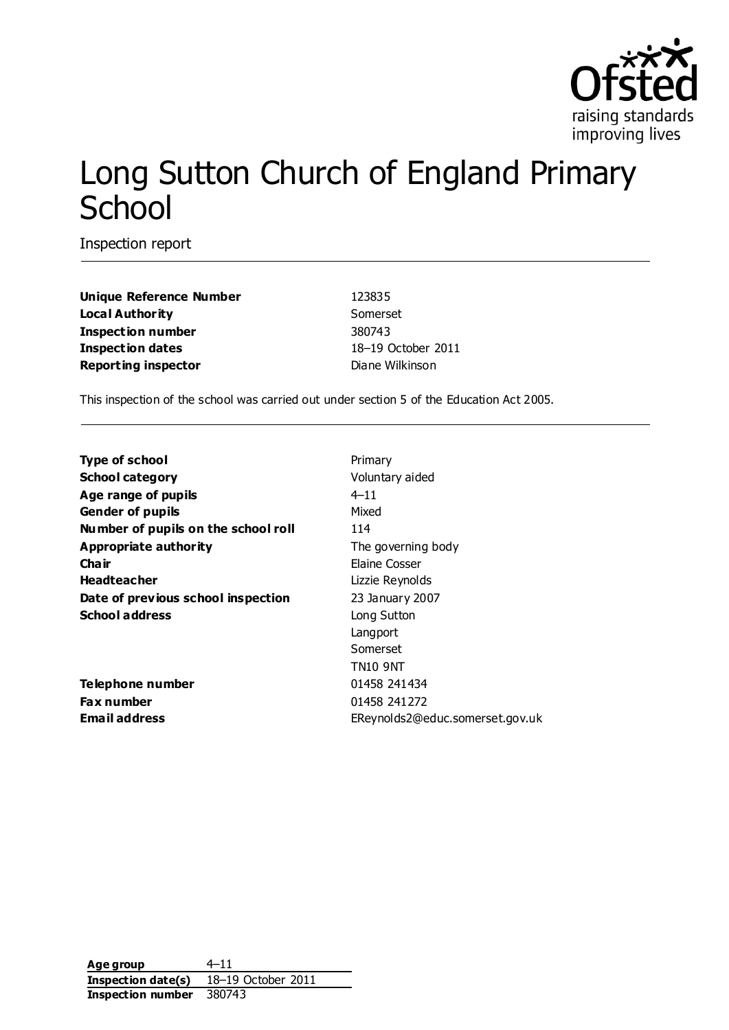# Long Sutton Church of England Primary School

Inspection report

| | |
|---|---|
| **Unique Reference Number** | 123835 |
| **Local Authority** | Somerset |
| **Inspection number** | 380743 |
| **Inspection dates** | 18–19 October 2011 |
| **Reporting inspector** | Diane Wilkinson |

This inspection of the school was carried out under section 5 of the Education Act 2005.

| | |
|---|---|
| **Type of school** | Primary |
| **School category** | Voluntary aided |
| **Age range of pupils** | 4–11 |
| **Gender of pupils** | Mixed |
| **Number of pupils on the school roll** | 114 |
| **Appropriate authority** | The governing body |
| **Chair** | Elaine Cosser |
| **Headteacher** | Lizzie Reynolds |
| **Date of previous school inspection** | 23 January 2007 |
| **School address** | Long Sutton<br>Langport<br>Somerset<br>TN10 9NT |
| **Telephone number** | 01458 241434 |
| **Fax number** | 01458 241272 |
| **Email address** | EReynolds2@educ.somerset.gov.uk |

| | |
|---|---|
| **Age group** | 4–11 |
| **Inspection date(s)** | 18–19 October 2011 |
| **Inspection number** | 380743 |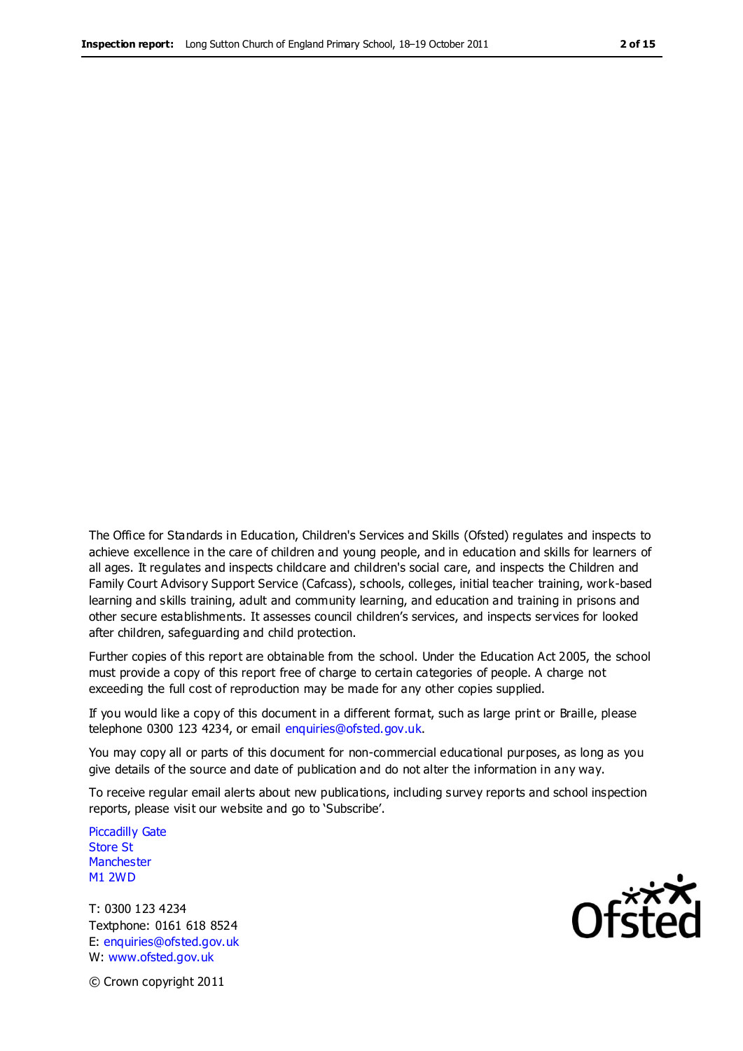The Office for Standards in Education, Children's Services and Skills (Ofsted) regulates and inspects to achieve excellence in the care of children and young people, and in education and skills for learners of all ages. It regulates and inspects childcare and children's social care, and inspects the Children and Family Court Advisory Support Service (Cafcass), schools, colleges, initial teacher training, work-based learning and skills training, adult and community learning, and education and training in prisons and other secure establishments. It assesses council children's services, and inspects services for looked after children, safeguarding and child protection.

Further copies of this report are obtainable from the school. Under the Education Act 2005, the school must provide a copy of this report free of charge to certain categories of people. A charge not exceeding the full cost of reproduction may be made for any other copies supplied.

If you would like a copy of this document in a different format, such as large print or Braille, please telephone 0300 123 4234, or email enquiries@ofsted.gov.uk.

You may copy all or parts of this document for non-commercial educational purposes, as long as you give details of the source and date of publication and do not alter the information in any way.

To receive regular email alerts about new publications, including survey reports and school inspection reports, please visit our website and go to 'Subscribe'.

Piccadilly Gate
Store St
Manchester
M1 2WD

T: 0300 123 4234
Textphone: 0161 618 8524
E: enquiries@ofsted.gov.uk
W: www.ofsted.gov.uk

© Crown copyright 2011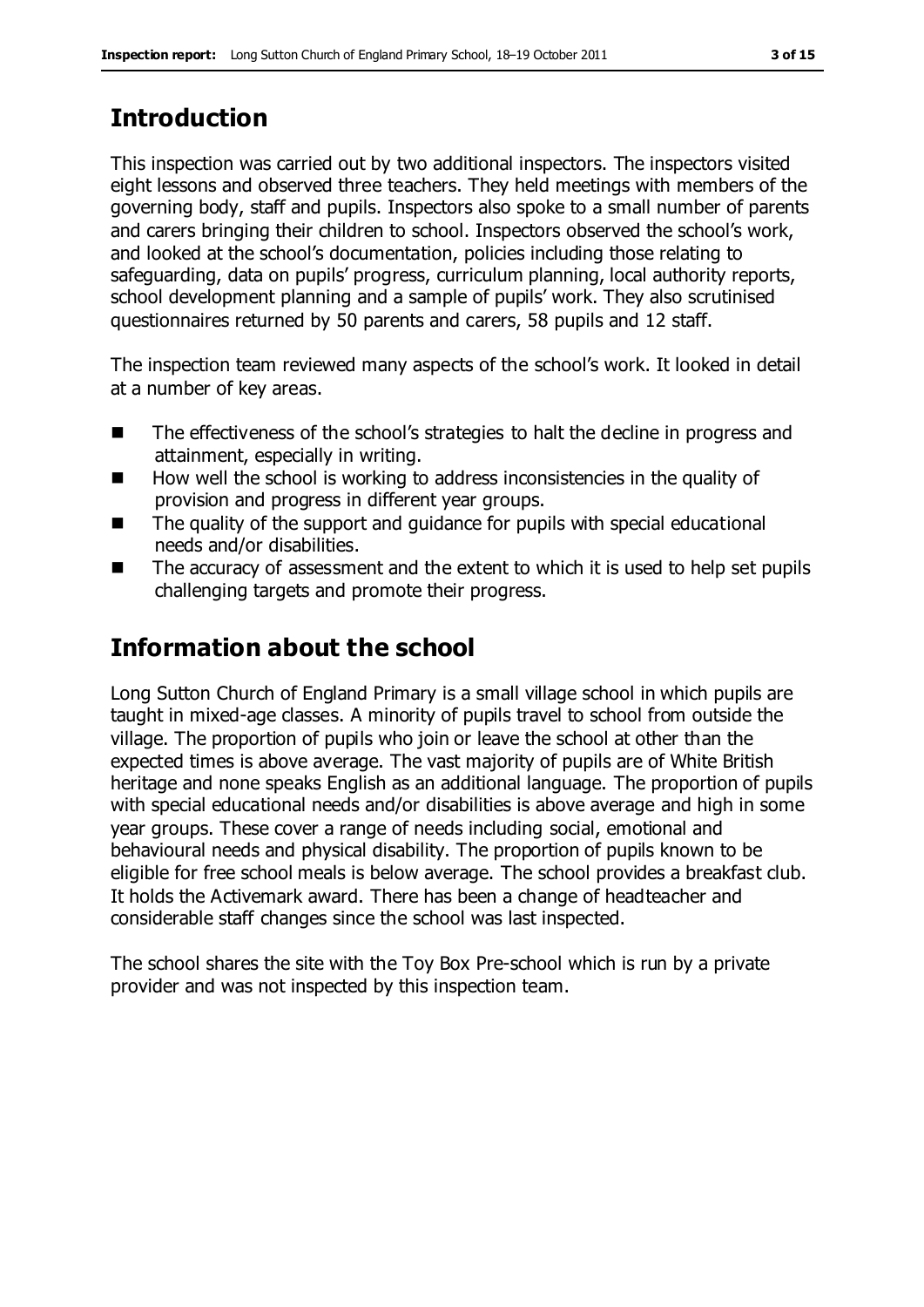## Introduction

This inspection was carried out by two additional inspectors. The inspectors visited eight lessons and observed three teachers. They held meetings with members of the governing body, staff and pupils. Inspectors also spoke to a small number of parents and carers bringing their children to school. Inspectors observed the school's work, and looked at the school's documentation, policies including those relating to safeguarding, data on pupils' progress, curriculum planning, local authority reports, school development planning and a sample of pupils' work. They also scrutinised questionnaires returned by 50 parents and carers, 58 pupils and 12 staff.

The inspection team reviewed many aspects of the school's work. It looked in detail at a number of key areas.

- The effectiveness of the school's strategies to halt the decline in progress and attainment, especially in writing.
- How well the school is working to address inconsistencies in the quality of provision and progress in different year groups.
- The quality of the support and guidance for pupils with special educational needs and/or disabilities.
- The accuracy of assessment and the extent to which it is used to help set pupils challenging targets and promote their progress.

## Information about the school

Long Sutton Church of England Primary is a small village school in which pupils are taught in mixed-age classes. A minority of pupils travel to school from outside the village. The proportion of pupils who join or leave the school at other than the expected times is above average. The vast majority of pupils are of White British heritage and none speaks English as an additional language. The proportion of pupils with special educational needs and/or disabilities is above average and high in some year groups. These cover a range of needs including social, emotional and behavioural needs and physical disability. The proportion of pupils known to be eligible for free school meals is below average. The school provides a breakfast club. It holds the Activemark award. There has been a change of headteacher and considerable staff changes since the school was last inspected.

The school shares the site with the Toy Box Pre-school which is run by a private provider and was not inspected by this inspection team.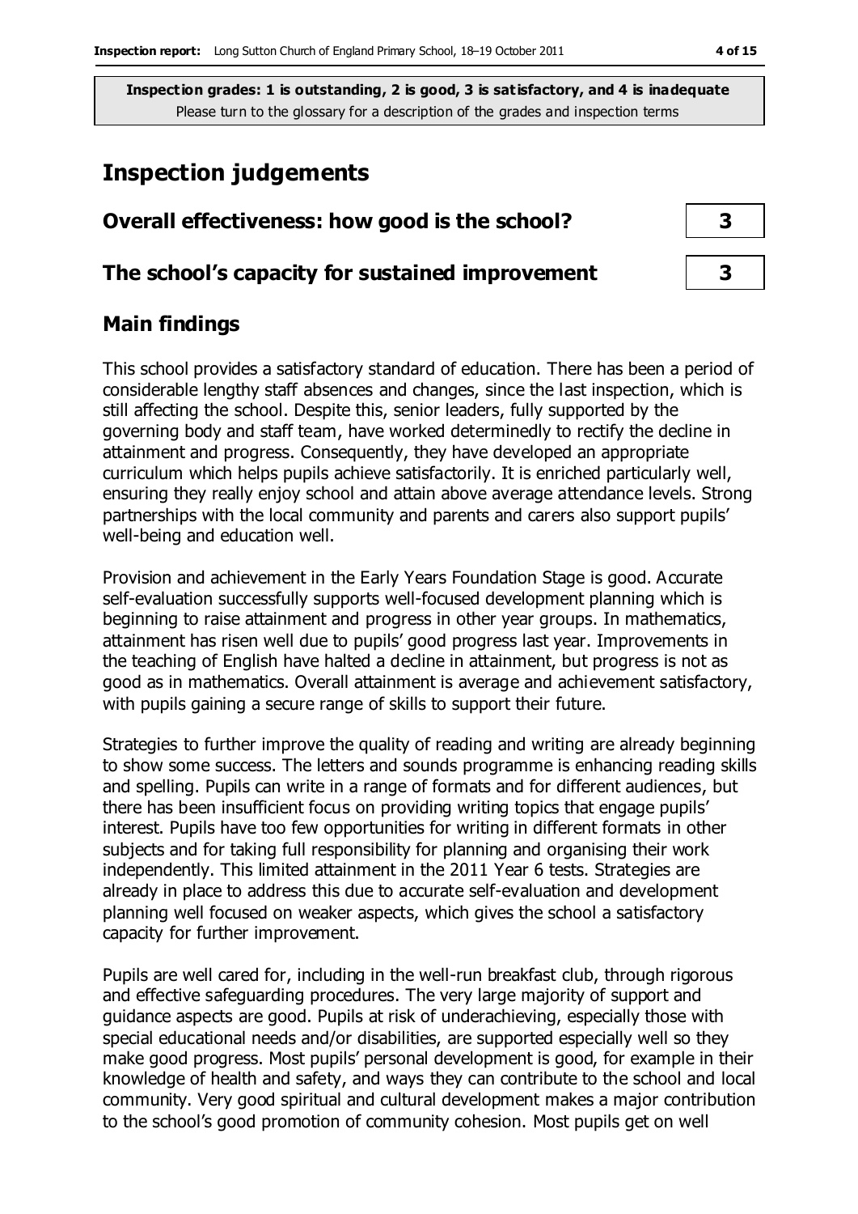**Inspection grades: 1 is outstanding, 2 is good, 3 is satisfactory, and 4 is inadequate**
Please turn to the glossary for a description of the grades and inspection terms

# Inspection judgements

| | |
|---|---|
| **Overall effectiveness: how good is the school?** | **3** |
| **The school's capacity for sustained improvement** | **3** |

## Main findings

This school provides a satisfactory standard of education. There has been a period of considerable lengthy staff absences and changes, since the last inspection, which is still affecting the school. Despite this, senior leaders, fully supported by the governing body and staff team, have worked determinedly to rectify the decline in attainment and progress. Consequently, they have developed an appropriate curriculum which helps pupils achieve satisfactorily. It is enriched particularly well, ensuring they really enjoy school and attain above average attendance levels. Strong partnerships with the local community and parents and carers also support pupils' well-being and education well.

Provision and achievement in the Early Years Foundation Stage is good. Accurate self-evaluation successfully supports well-focused development planning which is beginning to raise attainment and progress in other year groups. In mathematics, attainment has risen well due to pupils' good progress last year. Improvements in the teaching of English have halted a decline in attainment, but progress is not as good as in mathematics. Overall attainment is average and achievement satisfactory, with pupils gaining a secure range of skills to support their future.

Strategies to further improve the quality of reading and writing are already beginning to show some success. The letters and sounds programme is enhancing reading skills and spelling. Pupils can write in a range of formats and for different audiences, but there has been insufficient focus on providing writing topics that engage pupils' interest. Pupils have too few opportunities for writing in different formats in other subjects and for taking full responsibility for planning and organising their work independently. This limited attainment in the 2011 Year 6 tests. Strategies are already in place to address this due to accurate self-evaluation and development planning well focused on weaker aspects, which gives the school a satisfactory capacity for further improvement.

Pupils are well cared for, including in the well-run breakfast club, through rigorous and effective safeguarding procedures. The very large majority of support and guidance aspects are good. Pupils at risk of underachieving, especially those with special educational needs and/or disabilities, are supported especially well so they make good progress. Most pupils' personal development is good, for example in their knowledge of health and safety, and ways they can contribute to the school and local community. Very good spiritual and cultural development makes a major contribution to the school's good promotion of community cohesion. Most pupils get on well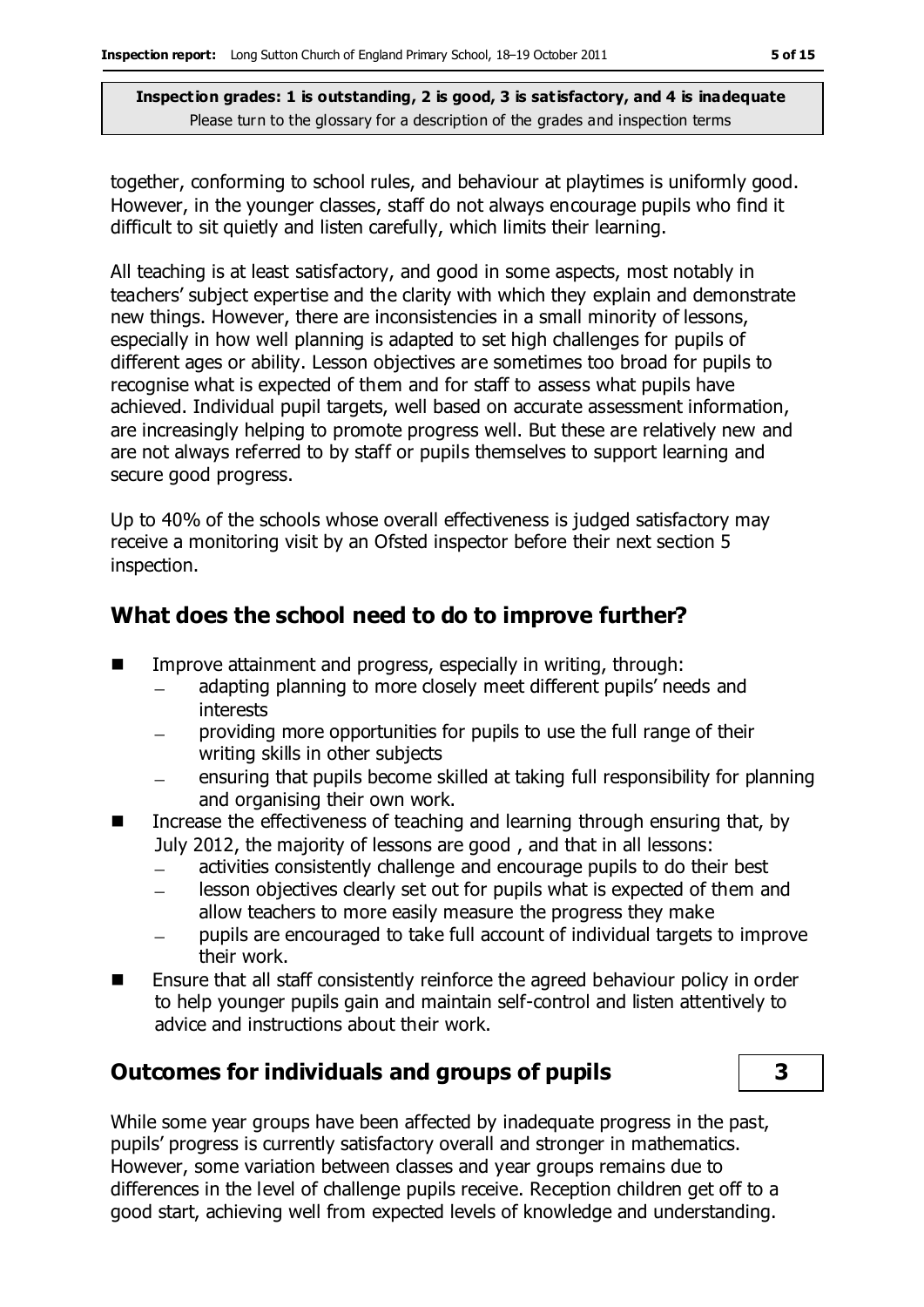together, conforming to school rules, and behaviour at playtimes is uniformly good. However, in the younger classes, staff do not always encourage pupils who find it difficult to sit quietly and listen carefully, which limits their learning.

All teaching is at least satisfactory, and good in some aspects, most notably in teachers' subject expertise and the clarity with which they explain and demonstrate new things. However, there are inconsistencies in a small minority of lessons, especially in how well planning is adapted to set high challenges for pupils of different ages or ability. Lesson objectives are sometimes too broad for pupils to recognise what is expected of them and for staff to assess what pupils have achieved. Individual pupil targets, well based on accurate assessment information, are increasingly helping to promote progress well. But these are relatively new and are not always referred to by staff or pupils themselves to support learning and secure good progress.

Up to 40% of the schools whose overall effectiveness is judged satisfactory may receive a monitoring visit by an Ofsted inspector before their next section 5 inspection.

## What does the school need to do to improve further?

- Improve attainment and progress, especially in writing, through:
  - adapting planning to more closely meet different pupils' needs and interests
  - providing more opportunities for pupils to use the full range of their writing skills in other subjects
  - ensuring that pupils become skilled at taking full responsibility for planning and organising their own work.
- Increase the effectiveness of teaching and learning through ensuring that, by July 2012, the majority of lessons are good , and that in all lessons:
  - activities consistently challenge and encourage pupils to do their best
  - lesson objectives clearly set out for pupils what is expected of them and allow teachers to more easily measure the progress they make
  - pupils are encouraged to take full account of individual targets to improve their work.
- Ensure that all staff consistently reinforce the agreed behaviour policy in order to help younger pupils gain and maintain self-control and listen attentively to advice and instructions about their work.

## Outcomes for individuals and groups of pupils — 3

While some year groups have been affected by inadequate progress in the past, pupils' progress is currently satisfactory overall and stronger in mathematics. However, some variation between classes and year groups remains due to differences in the level of challenge pupils receive. Reception children get off to a good start, achieving well from expected levels of knowledge and understanding.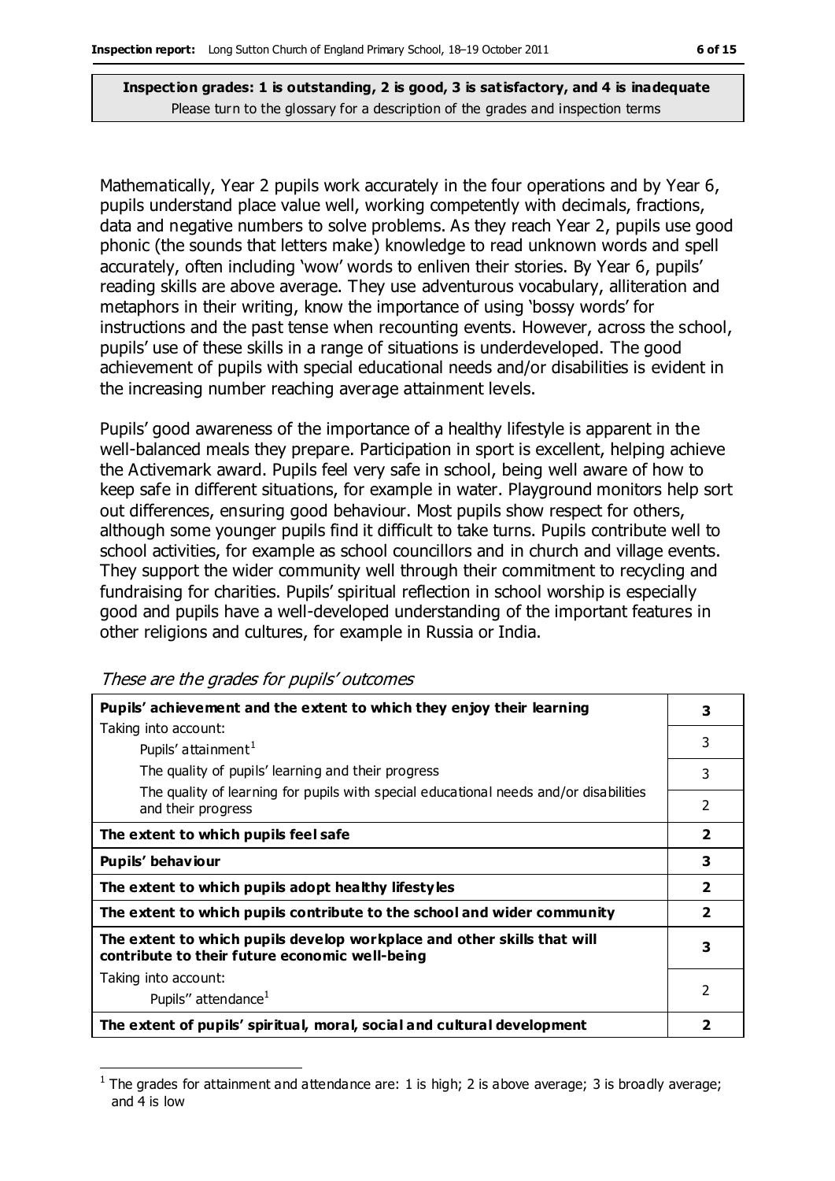**Inspection grades: 1 is outstanding, 2 is good, 3 is satisfactory, and 4 is inadequate**
Please turn to the glossary for a description of the grades and inspection terms

Mathematically, Year 2 pupils work accurately in the four operations and by Year 6, pupils understand place value well, working competently with decimals, fractions, data and negative numbers to solve problems. As they reach Year 2, pupils use good phonic (the sounds that letters make) knowledge to read unknown words and spell accurately, often including 'wow' words to enliven their stories. By Year 6, pupils' reading skills are above average. They use adventurous vocabulary, alliteration and metaphors in their writing, know the importance of using 'bossy words' for instructions and the past tense when recounting events. However, across the school, pupils' use of these skills in a range of situations is underdeveloped. The good achievement of pupils with special educational needs and/or disabilities is evident in the increasing number reaching average attainment levels.

Pupils' good awareness of the importance of a healthy lifestyle is apparent in the well-balanced meals they prepare. Participation in sport is excellent, helping achieve the Activemark award. Pupils feel very safe in school, being well aware of how to keep safe in different situations, for example in water. Playground monitors help sort out differences, ensuring good behaviour. Most pupils show respect for others, although some younger pupils find it difficult to take turns. Pupils contribute well to school activities, for example as school councillors and in church and village events. They support the wider community well through their commitment to recycling and fundraising for charities. Pupils' spiritual reflection in school worship is especially good and pupils have a well-developed understanding of the important features in other religions and cultures, for example in Russia or India.

*These are the grades for pupils' outcomes*

| | |
|---|---|
| **Pupils' achievement and the extent to which they enjoy their learning** | **3** |
| Taking into account:<br>Pupils' attainment[1] | 3 |
| The quality of pupils' learning and their progress | 3 |
| The quality of learning for pupils with special educational needs and/or disabilities and their progress | 2 |
| **The extent to which pupils feel safe** | **2** |
| **Pupils' behaviour** | **3** |
| **The extent to which pupils adopt healthy lifestyles** | **2** |
| **The extent to which pupils contribute to the school and wider community** | **2** |
| **The extent to which pupils develop workplace and other skills that will contribute to their future economic well-being** | **3** |
| Taking into account:<br>Pupils'' attendance[1] | 2 |
| **The extent of pupils' spiritual, moral, social and cultural development** | **2** |

[1] The grades for attainment and attendance are: 1 is high; 2 is above average; 3 is broadly average; and 4 is low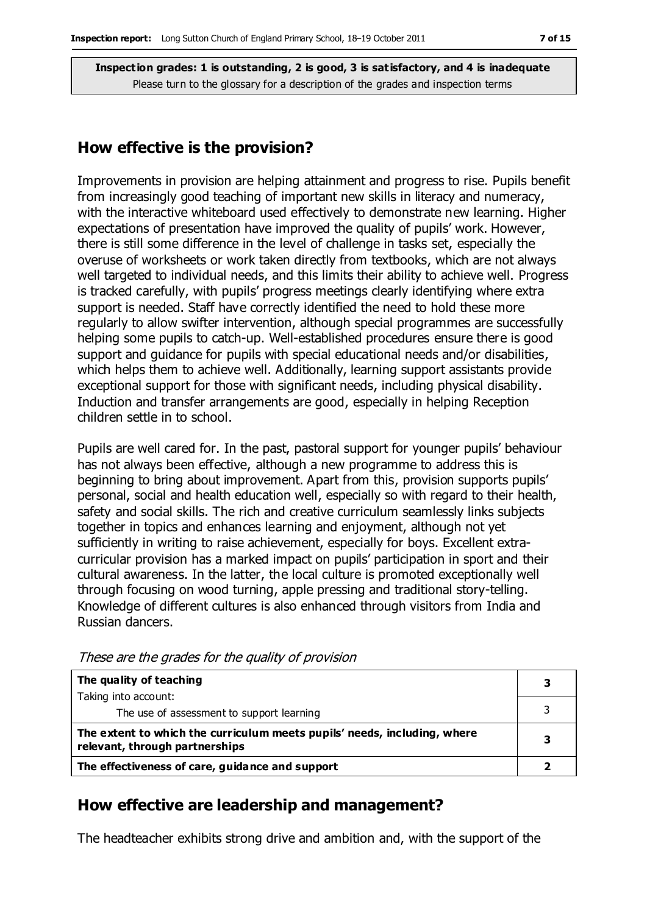**Inspection grades: 1 is outstanding, 2 is good, 3 is satisfactory, and 4 is inadequate**
Please turn to the glossary for a description of the grades and inspection terms

## How effective is the provision?

Improvements in provision are helping attainment and progress to rise. Pupils benefit from increasingly good teaching of important new skills in literacy and numeracy, with the interactive whiteboard used effectively to demonstrate new learning. Higher expectations of presentation have improved the quality of pupils' work. However, there is still some difference in the level of challenge in tasks set, especially the overuse of worksheets or work taken directly from textbooks, which are not always well targeted to individual needs, and this limits their ability to achieve well. Progress is tracked carefully, with pupils' progress meetings clearly identifying where extra support is needed. Staff have correctly identified the need to hold these more regularly to allow swifter intervention, although special programmes are successfully helping some pupils to catch-up. Well-established procedures ensure there is good support and guidance for pupils with special educational needs and/or disabilities, which helps them to achieve well. Additionally, learning support assistants provide exceptional support for those with significant needs, including physical disability. Induction and transfer arrangements are good, especially in helping Reception children settle in to school.

Pupils are well cared for. In the past, pastoral support for younger pupils' behaviour has not always been effective, although a new programme to address this is beginning to bring about improvement. Apart from this, provision supports pupils' personal, social and health education well, especially so with regard to their health, safety and social skills. The rich and creative curriculum seamlessly links subjects together in topics and enhances learning and enjoyment, although not yet sufficiently in writing to raise achievement, especially for boys. Excellent extra-curricular provision has a marked impact on pupils' participation in sport and their cultural awareness. In the latter, the local culture is promoted exceptionally well through focusing on wood turning, apple pressing and traditional story-telling. Knowledge of different cultures is also enhanced through visitors from India and Russian dancers.

*These are the grades for the quality of provision*

| | |
|---|---|
| **The quality of teaching** | **3** |
| Taking into account: The use of assessment to support learning | 3 |
| **The extent to which the curriculum meets pupils' needs, including, where relevant, through partnerships** | **3** |
| **The effectiveness of care, guidance and support** | **2** |

## How effective are leadership and management?

The headteacher exhibits strong drive and ambition and, with the support of the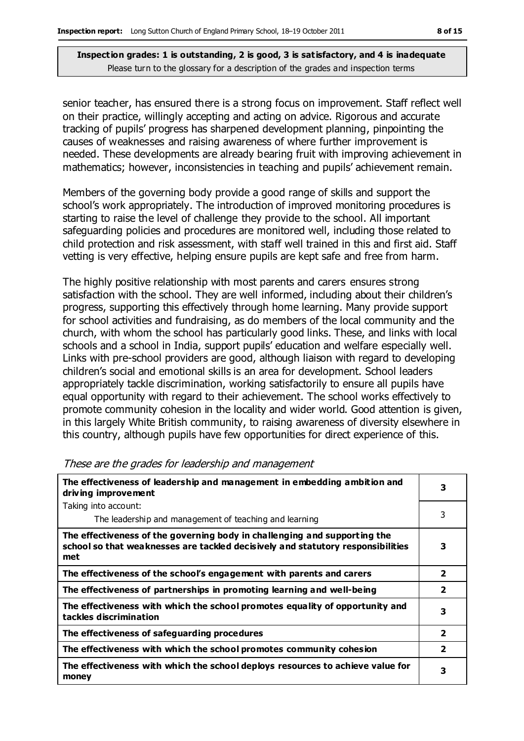**Inspection grades: 1 is outstanding, 2 is good, 3 is satisfactory, and 4 is inadequate**
Please turn to the glossary for a description of the grades and inspection terms

senior teacher, has ensured there is a strong focus on improvement. Staff reflect well on their practice, willingly accepting and acting on advice. Rigorous and accurate tracking of pupils' progress has sharpened development planning, pinpointing the causes of weaknesses and raising awareness of where further improvement is needed. These developments are already bearing fruit with improving achievement in mathematics; however, inconsistencies in teaching and pupils' achievement remain.

Members of the governing body provide a good range of skills and support the school's work appropriately. The introduction of improved monitoring procedures is starting to raise the level of challenge they provide to the school. All important safeguarding policies and procedures are monitored well, including those related to child protection and risk assessment, with staff well trained in this and first aid. Staff vetting is very effective, helping ensure pupils are kept safe and free from harm.

The highly positive relationship with most parents and carers ensures strong satisfaction with the school. They are well informed, including about their children's progress, supporting this effectively through home learning. Many provide support for school activities and fundraising, as do members of the local community and the church, with whom the school has particularly good links. These, and links with local schools and a school in India, support pupils' education and welfare especially well. Links with pre-school providers are good, although liaison with regard to developing children's social and emotional skills is an area for development. School leaders appropriately tackle discrimination, working satisfactorily to ensure all pupils have equal opportunity with regard to their achievement. The school works effectively to promote community cohesion in the locality and wider world. Good attention is given, in this largely White British community, to raising awareness of diversity elsewhere in this country, although pupils have few opportunities for direct experience of this.

*These are the grades for leadership and management*

| | |
|---|---|
| **The effectiveness of leadership and management in embedding ambition and driving improvement** | **3** |
| Taking into account: The leadership and management of teaching and learning | 3 |
| **The effectiveness of the governing body in challenging and supporting the school so that weaknesses are tackled decisively and statutory responsibilities met** | **3** |
| **The effectiveness of the school's engagement with parents and carers** | **2** |
| **The effectiveness of partnerships in promoting learning and well-being** | **2** |
| **The effectiveness with which the school promotes equality of opportunity and tackles discrimination** | **3** |
| **The effectiveness of safeguarding procedures** | **2** |
| **The effectiveness with which the school promotes community cohesion** | **2** |
| **The effectiveness with which the school deploys resources to achieve value for money** | **3** |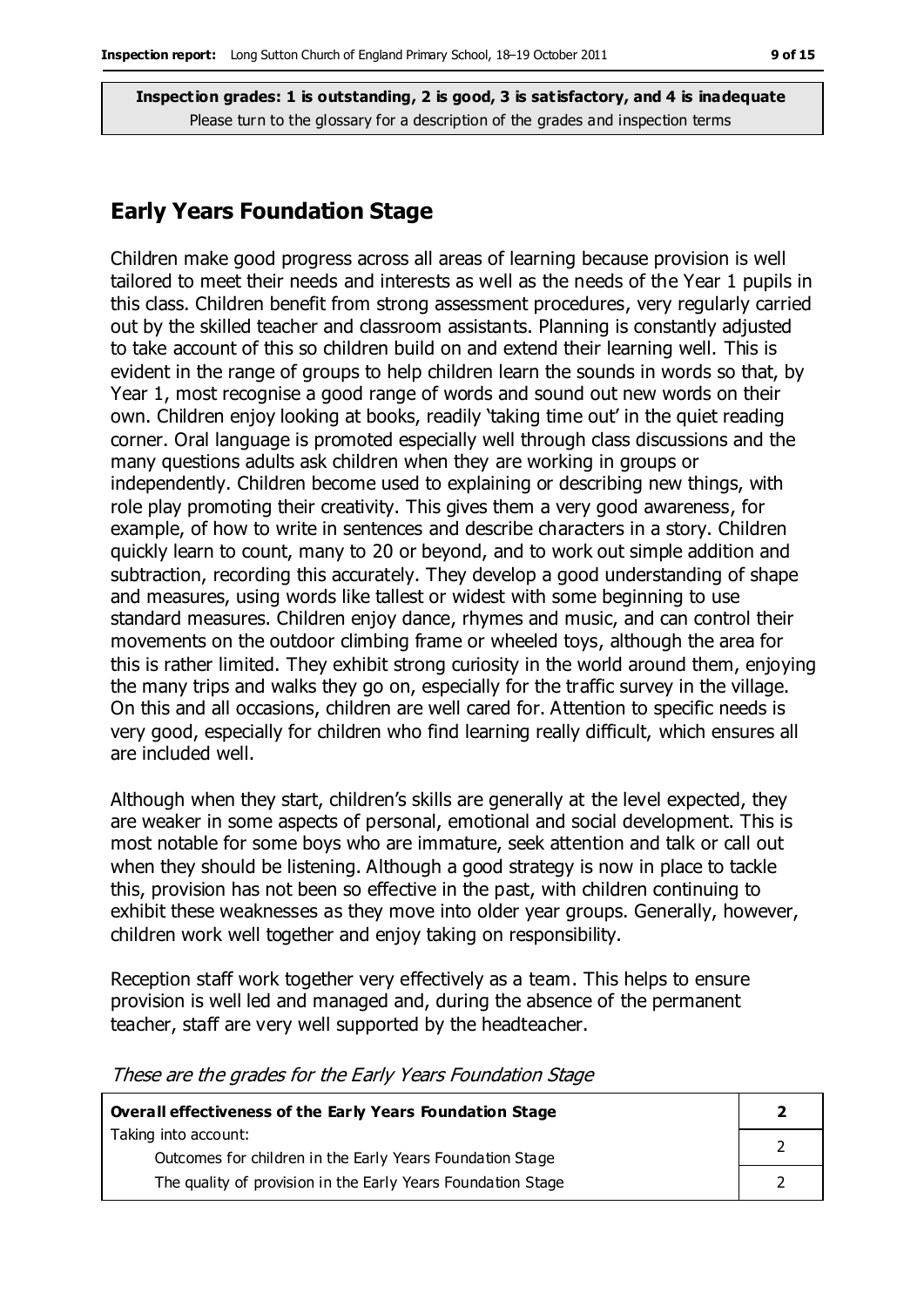**Inspection grades: 1 is outstanding, 2 is good, 3 is satisfactory, and 4 is inadequate**
Please turn to the glossary for a description of the grades and inspection terms

## Early Years Foundation Stage

Children make good progress across all areas of learning because provision is well tailored to meet their needs and interests as well as the needs of the Year 1 pupils in this class. Children benefit from strong assessment procedures, very regularly carried out by the skilled teacher and classroom assistants. Planning is constantly adjusted to take account of this so children build on and extend their learning well. This is evident in the range of groups to help children learn the sounds in words so that, by Year 1, most recognise a good range of words and sound out new words on their own. Children enjoy looking at books, readily 'taking time out' in the quiet reading corner. Oral language is promoted especially well through class discussions and the many questions adults ask children when they are working in groups or independently. Children become used to explaining or describing new things, with role play promoting their creativity. This gives them a very good awareness, for example, of how to write in sentences and describe characters in a story. Children quickly learn to count, many to 20 or beyond, and to work out simple addition and subtraction, recording this accurately. They develop a good understanding of shape and measures, using words like tallest or widest with some beginning to use standard measures. Children enjoy dance, rhymes and music, and can control their movements on the outdoor climbing frame or wheeled toys, although the area for this is rather limited. They exhibit strong curiosity in the world around them, enjoying the many trips and walks they go on, especially for the traffic survey in the village. On this and all occasions, children are well cared for. Attention to specific needs is very good, especially for children who find learning really difficult, which ensures all are included well.

Although when they start, children's skills are generally at the level expected, they are weaker in some aspects of personal, emotional and social development. This is most notable for some boys who are immature, seek attention and talk or call out when they should be listening. Although a good strategy is now in place to tackle this, provision has not been so effective in the past, with children continuing to exhibit these weaknesses as they move into older year groups. Generally, however, children work well together and enjoy taking on responsibility.

Reception staff work together very effectively as a team. This helps to ensure provision is well led and managed and, during the absence of the permanent teacher, staff are very well supported by the headteacher.

*These are the grades for the Early Years Foundation Stage*

| **Overall effectiveness of the Early Years Foundation Stage** | **2** |
|---|---|
| Taking into account:<br>Outcomes for children in the Early Years Foundation Stage | 2 |
| The quality of provision in the Early Years Foundation Stage | 2 |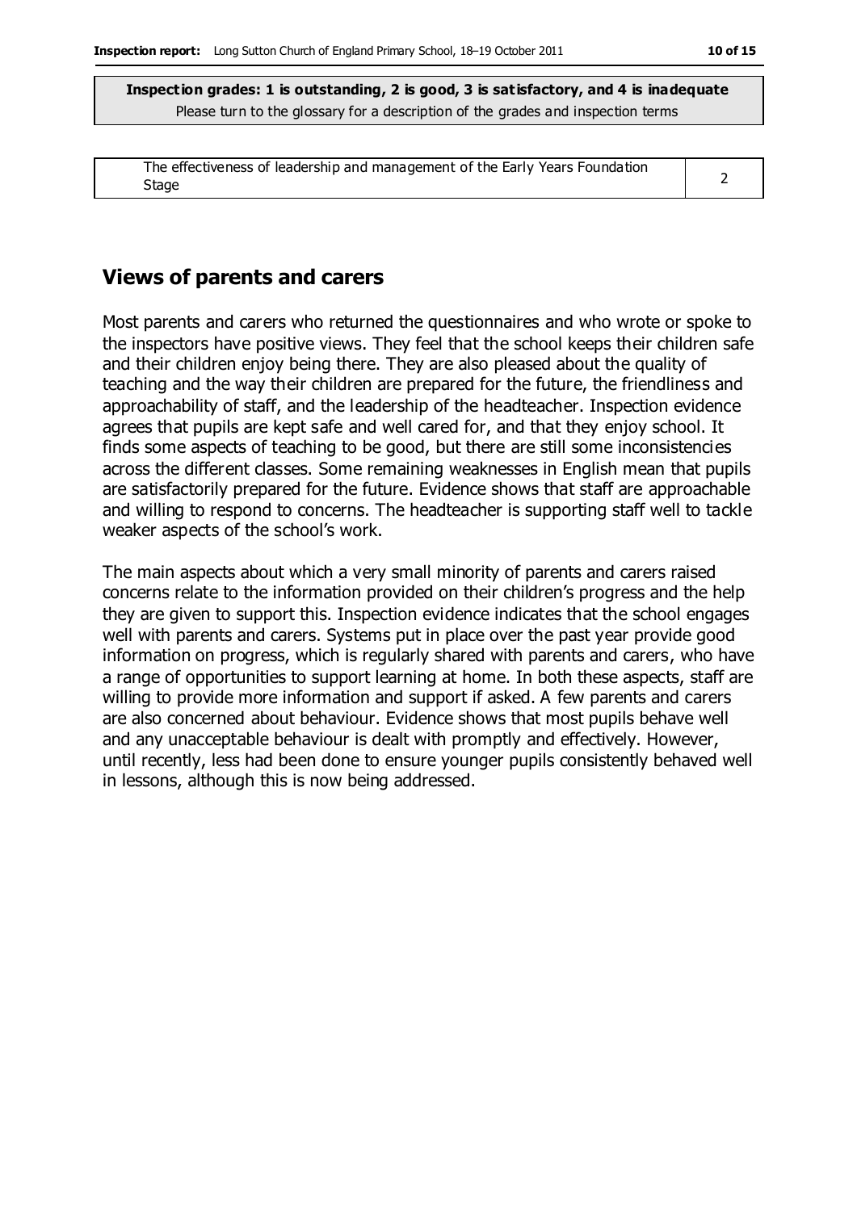**Inspection grades: 1 is outstanding, 2 is good, 3 is satisfactory, and 4 is inadequate**
Please turn to the glossary for a description of the grades and inspection terms

| | |
|---|---|
| The effectiveness of leadership and management of the Early Years Foundation Stage | 2 |

## Views of parents and carers

Most parents and carers who returned the questionnaires and who wrote or spoke to the inspectors have positive views. They feel that the school keeps their children safe and their children enjoy being there. They are also pleased about the quality of teaching and the way their children are prepared for the future, the friendliness and approachability of staff, and the leadership of the headteacher. Inspection evidence agrees that pupils are kept safe and well cared for, and that they enjoy school. It finds some aspects of teaching to be good, but there are still some inconsistencies across the different classes. Some remaining weaknesses in English mean that pupils are satisfactorily prepared for the future. Evidence shows that staff are approachable and willing to respond to concerns. The headteacher is supporting staff well to tackle weaker aspects of the school's work.

The main aspects about which a very small minority of parents and carers raised concerns relate to the information provided on their children's progress and the help they are given to support this. Inspection evidence indicates that the school engages well with parents and carers. Systems put in place over the past year provide good information on progress, which is regularly shared with parents and carers, who have a range of opportunities to support learning at home. In both these aspects, staff are willing to provide more information and support if asked. A few parents and carers are also concerned about behaviour. Evidence shows that most pupils behave well and any unacceptable behaviour is dealt with promptly and effectively. However, until recently, less had been done to ensure younger pupils consistently behaved well in lessons, although this is now being addressed.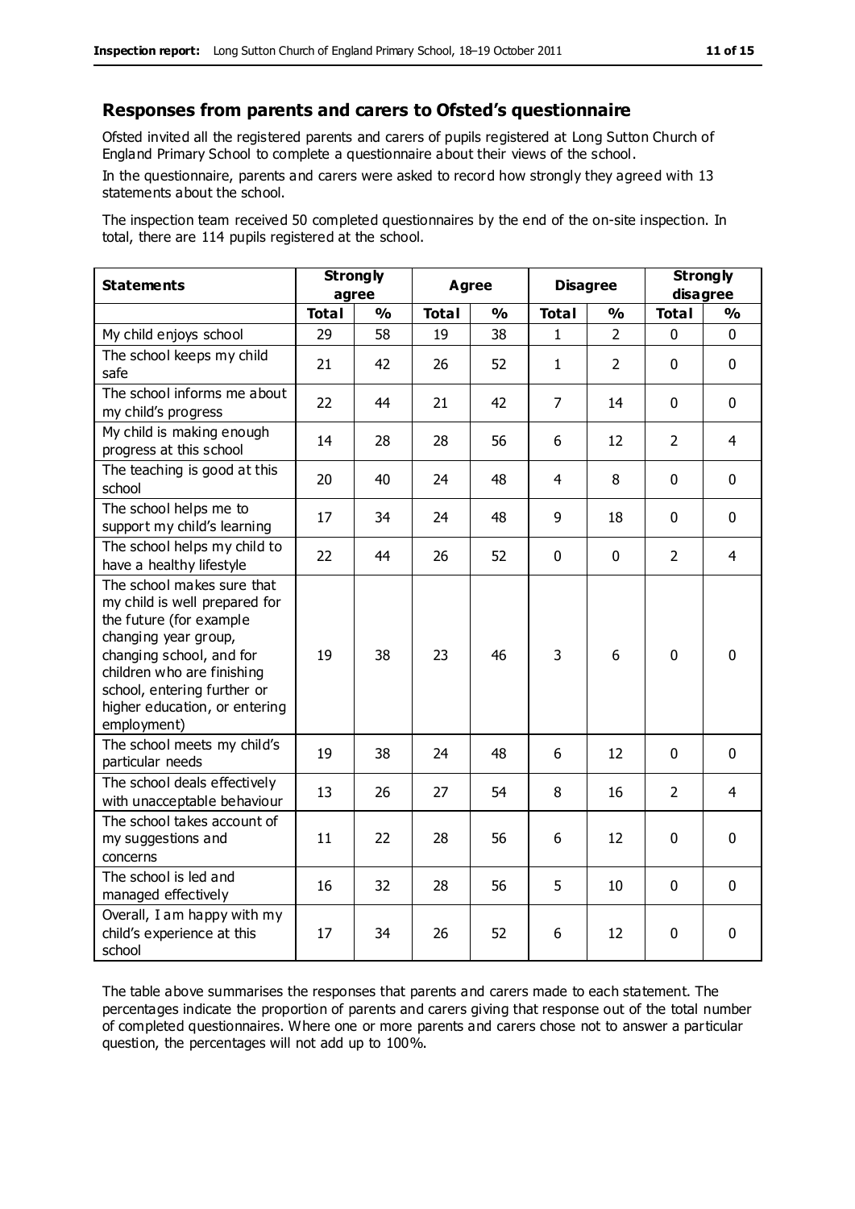## Responses from parents and carers to Ofsted's questionnaire

Ofsted invited all the registered parents and carers of pupils registered at Long Sutton Church of England Primary School to complete a questionnaire about their views of the school.

In the questionnaire, parents and carers were asked to record how strongly they agreed with 13 statements about the school.

The inspection team received 50 completed questionnaires by the end of the on-site inspection. In total, there are 114 pupils registered at the school.

| Statements | Strongly agree | | Agree | | Disagree | | Strongly disagree | |
|---|---|---|---|---|---|---|---|---|
| | Total | % | Total | % | Total | % | Total | % |
| My child enjoys school | 29 | 58 | 19 | 38 | 1 | 2 | 0 | 0 |
| The school keeps my child safe | 21 | 42 | 26 | 52 | 1 | 2 | 0 | 0 |
| The school informs me about my child's progress | 22 | 44 | 21 | 42 | 7 | 14 | 0 | 0 |
| My child is making enough progress at this school | 14 | 28 | 28 | 56 | 6 | 12 | 2 | 4 |
| The teaching is good at this school | 20 | 40 | 24 | 48 | 4 | 8 | 0 | 0 |
| The school helps me to support my child's learning | 17 | 34 | 24 | 48 | 9 | 18 | 0 | 0 |
| The school helps my child to have a healthy lifestyle | 22 | 44 | 26 | 52 | 0 | 0 | 2 | 4 |
| The school makes sure that my child is well prepared for the future (for example changing year group, changing school, and for children who are finishing school, entering further or higher education, or entering employment) | 19 | 38 | 23 | 46 | 3 | 6 | 0 | 0 |
| The school meets my child's particular needs | 19 | 38 | 24 | 48 | 6 | 12 | 0 | 0 |
| The school deals effectively with unacceptable behaviour | 13 | 26 | 27 | 54 | 8 | 16 | 2 | 4 |
| The school takes account of my suggestions and concerns | 11 | 22 | 28 | 56 | 6 | 12 | 0 | 0 |
| The school is led and managed effectively | 16 | 32 | 28 | 56 | 5 | 10 | 0 | 0 |
| Overall, I am happy with my child's experience at this school | 17 | 34 | 26 | 52 | 6 | 12 | 0 | 0 |

The table above summarises the responses that parents and carers made to each statement. The percentages indicate the proportion of parents and carers giving that response out of the total number of completed questionnaires. Where one or more parents and carers chose not to answer a particular question, the percentages will not add up to 100%.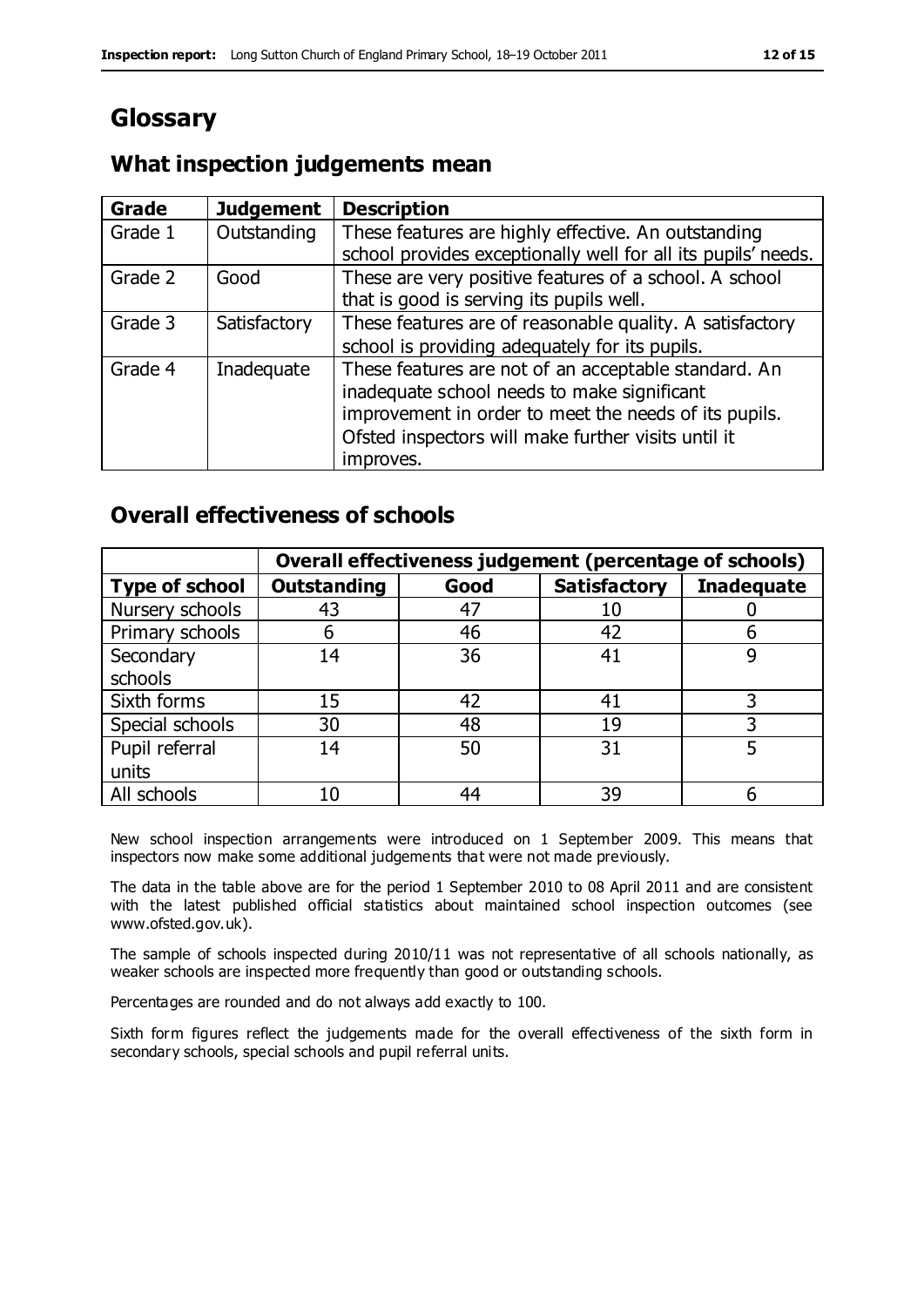# Glossary

## What inspection judgements mean

| Grade | Judgement | Description |
| --- | --- | --- |
| Grade 1 | Outstanding | These features are highly effective. An outstanding school provides exceptionally well for all its pupils' needs. |
| Grade 2 | Good | These are very positive features of a school. A school that is good is serving its pupils well. |
| Grade 3 | Satisfactory | These features are of reasonable quality. A satisfactory school is providing adequately for its pupils. |
| Grade 4 | Inadequate | These features are not of an acceptable standard. An inadequate school needs to make significant improvement in order to meet the needs of its pupils. Ofsted inspectors will make further visits until it improves. |

## Overall effectiveness of schools

| | Overall effectiveness judgement (percentage of schools) | | | |
| --- | --- | --- | --- | --- |
| **Type of school** | **Outstanding** | **Good** | **Satisfactory** | **Inadequate** |
| Nursery schools | 43 | 47 | 10 | 0 |
| Primary schools | 6 | 46 | 42 | 6 |
| Secondary schools | 14 | 36 | 41 | 9 |
| Sixth forms | 15 | 42 | 41 | 3 |
| Special schools | 30 | 48 | 19 | 3 |
| Pupil referral units | 14 | 50 | 31 | 5 |
| All schools | 10 | 44 | 39 | 6 |

New school inspection arrangements were introduced on 1 September 2009. This means that inspectors now make some additional judgements that were not made previously.

The data in the table above are for the period 1 September 2010 to 08 April 2011 and are consistent with the latest published official statistics about maintained school inspection outcomes (see www.ofsted.gov.uk).

The sample of schools inspected during 2010/11 was not representative of all schools nationally, as weaker schools are inspected more frequently than good or outstanding schools.

Percentages are rounded and do not always add exactly to 100.

Sixth form figures reflect the judgements made for the overall effectiveness of the sixth form in secondary schools, special schools and pupil referral units.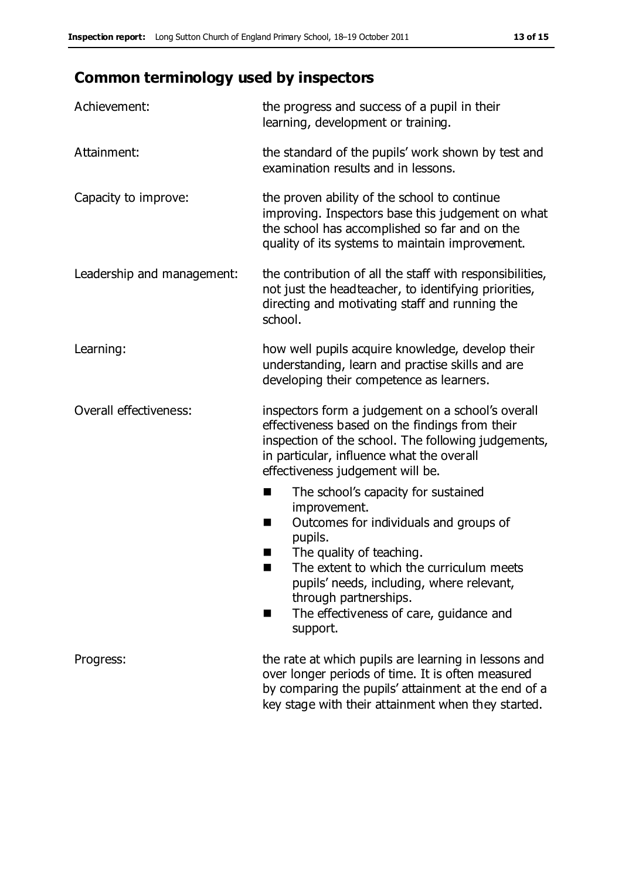## Common terminology used by inspectors

| | |
|---|---|
| Achievement: | the progress and success of a pupil in their learning, development or training. |
| Attainment: | the standard of the pupils' work shown by test and examination results and in lessons. |
| Capacity to improve: | the proven ability of the school to continue improving. Inspectors base this judgement on what the school has accomplished so far and on the quality of its systems to maintain improvement. |
| Leadership and management: | the contribution of all the staff with responsibilities, not just the headteacher, to identifying priorities, directing and motivating staff and running the school. |
| Learning: | how well pupils acquire knowledge, develop their understanding, learn and practise skills and are developing their competence as learners. |
| Overall effectiveness: | inspectors form a judgement on a school's overall effectiveness based on the findings from their inspection of the school. The following judgements, in particular, influence what the overall effectiveness judgement will be.<br>■ The school's capacity for sustained improvement.<br>■ Outcomes for individuals and groups of pupils.<br>■ The quality of teaching.<br>■ The extent to which the curriculum meets pupils' needs, including, where relevant, through partnerships.<br>■ The effectiveness of care, guidance and support. |
| Progress: | the rate at which pupils are learning in lessons and over longer periods of time. It is often measured by comparing the pupils' attainment at the end of a key stage with their attainment when they started. |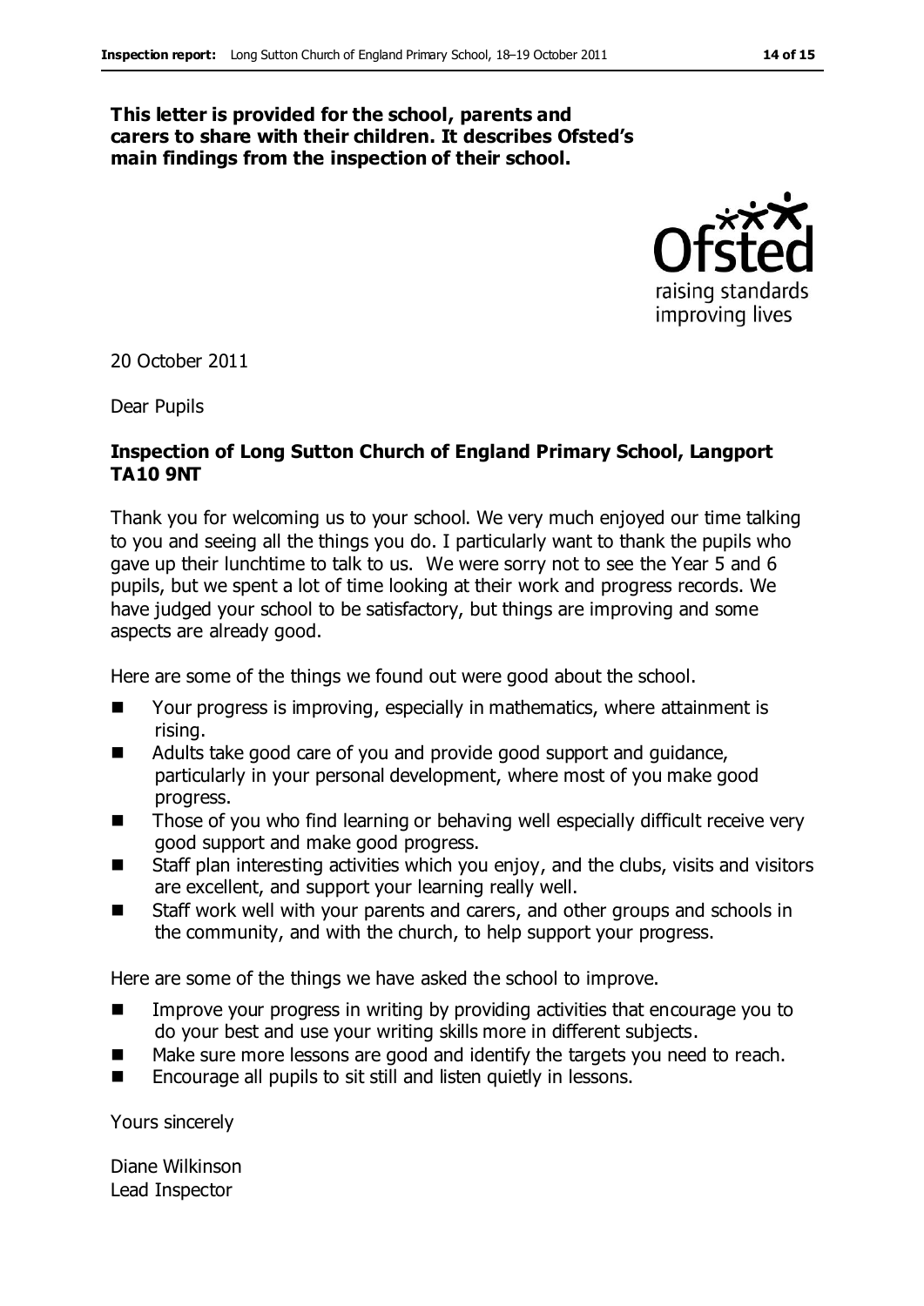**This letter is provided for the school, parents and carers to share with their children. It describes Ofsted's main findings from the inspection of their school.**

20 October 2011

Dear Pupils

**Inspection of Long Sutton Church of England Primary School, Langport TA10 9NT**

Thank you for welcoming us to your school. We very much enjoyed our time talking to you and seeing all the things you do. I particularly want to thank the pupils who gave up their lunchtime to talk to us. We were sorry not to see the Year 5 and 6 pupils, but we spent a lot of time looking at their work and progress records. We have judged your school to be satisfactory, but things are improving and some aspects are already good.

Here are some of the things we found out were good about the school.

- Your progress is improving, especially in mathematics, where attainment is rising.
- Adults take good care of you and provide good support and guidance, particularly in your personal development, where most of you make good progress.
- Those of you who find learning or behaving well especially difficult receive very good support and make good progress.
- Staff plan interesting activities which you enjoy, and the clubs, visits and visitors are excellent, and support your learning really well.
- Staff work well with your parents and carers, and other groups and schools in the community, and with the church, to help support your progress.

Here are some of the things we have asked the school to improve.

- Improve your progress in writing by providing activities that encourage you to do your best and use your writing skills more in different subjects.
- Make sure more lessons are good and identify the targets you need to reach.
- Encourage all pupils to sit still and listen quietly in lessons.

Yours sincerely

Diane Wilkinson
Lead Inspector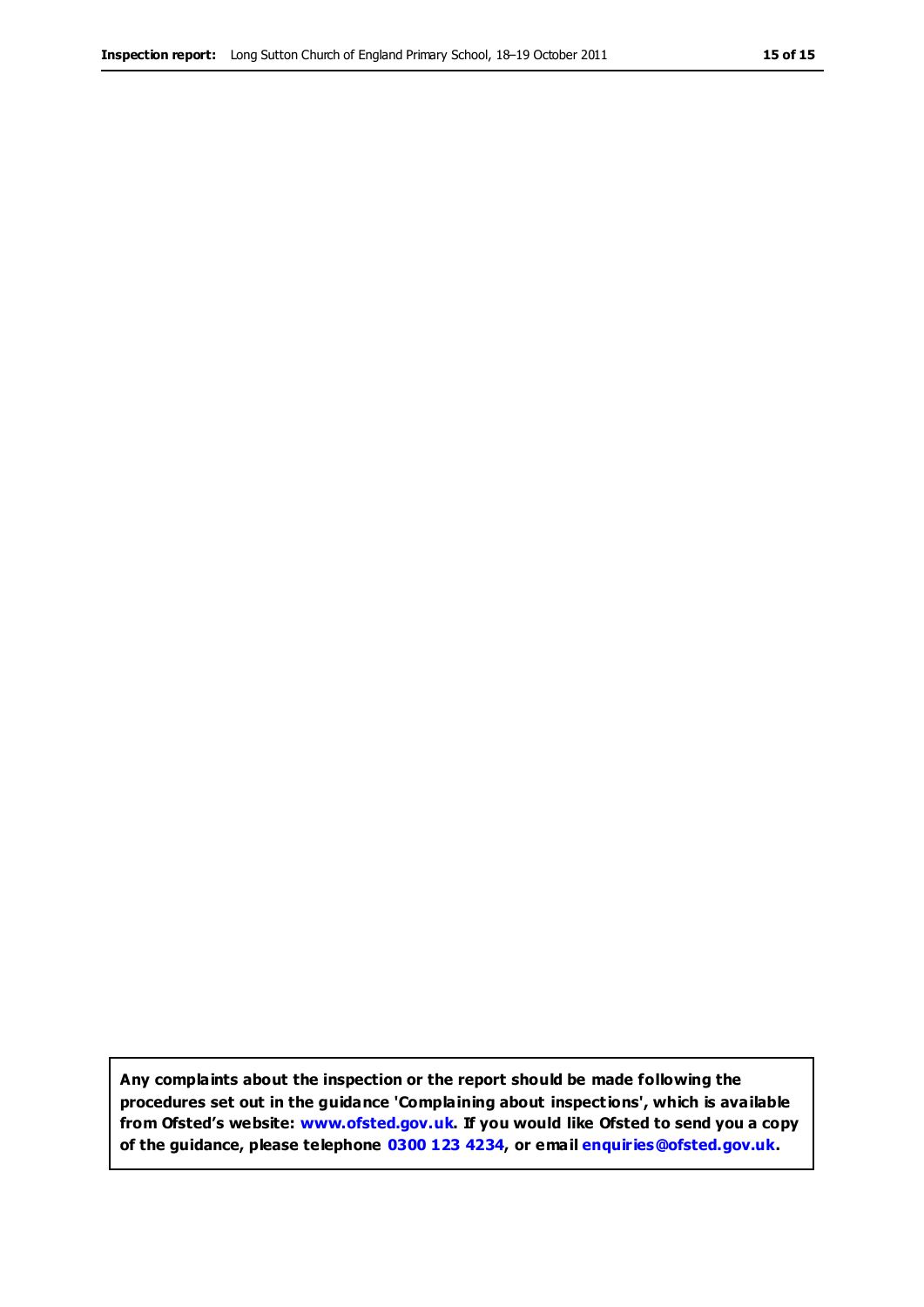**Any complaints about the inspection or the report should be made following the procedures set out in the guidance 'Complaining about inspections', which is available from Ofsted's website: www.ofsted.gov.uk. If you would like Ofsted to send you a copy of the guidance, please telephone 0300 123 4234, or email enquiries@ofsted.gov.uk.**